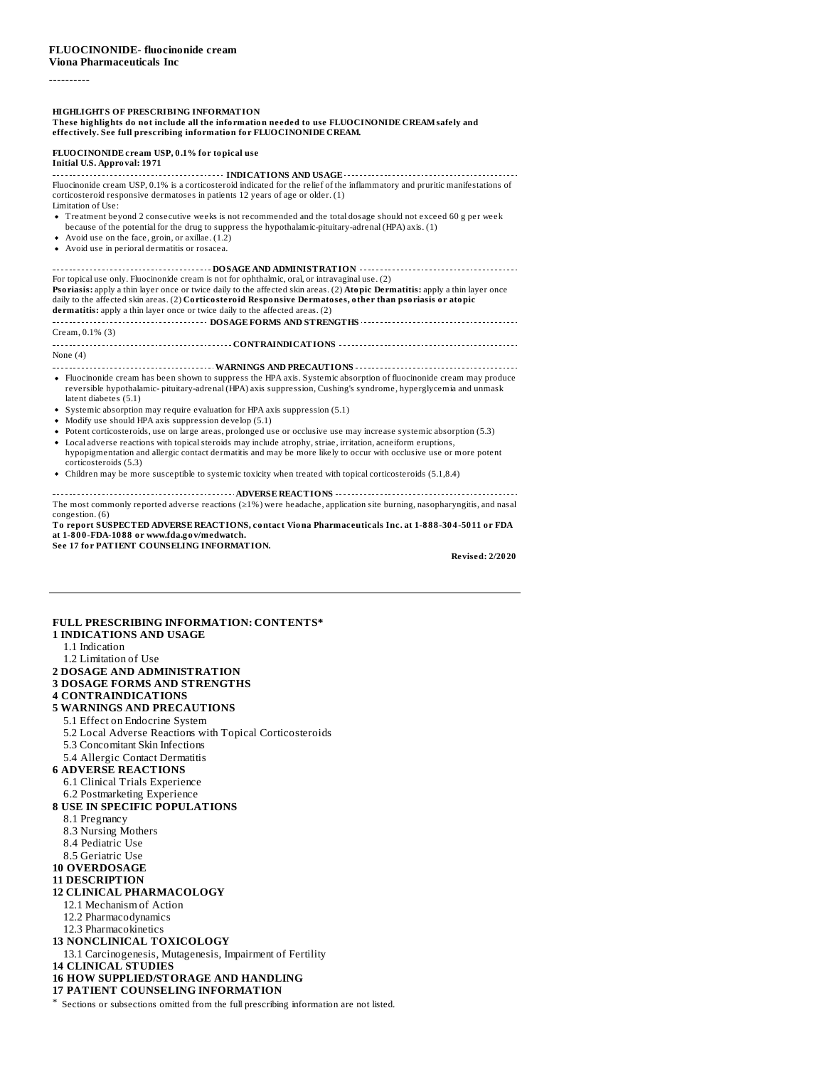**FLUOCINONIDE- fluocinonide cream**
**Viona Pharmaceuticals Inc**

----------

**HIGHLIGHTS OF PRESCRIBING INFORMATION**
**These highlights do not include all the information needed to use FLUOCINONIDE CREAM safely and effectively. See full prescribing information for FLUOCINONIDE CREAM.**

**FLUOCINONIDE cream USP, 0.1% for topical use**
**Initial U.S. Approval: 1971**

**INDICATIONS AND USAGE**

Fluocinonide cream USP, 0.1% is a corticosteroid indicated for the relief of the inflammatory and pruritic manifestations of corticosteroid responsive dermatoses in patients 12 years of age or older. (1)

Limitation of Use:

- Treatment beyond 2 consecutive weeks is not recommended and the total dosage should not exceed 60 g per week because of the potential for the drug to suppress the hypothalamic-pituitary-adrenal (HPA) axis. (1)
- Avoid use on the face, groin, or axillae. (1.2)
- Avoid use in perioral dermatitis or rosacea.

**DOSAGE AND ADMINISTRATION**

For topical use only. Fluocinonide cream is not for ophthalmic, oral, or intravaginal use. (2)
**Psoriasis:** apply a thin layer once or twice daily to the affected skin areas. (2) **Atopic Dermatitis:** apply a thin layer once daily to the affected skin areas. (2) **Corticosteroid Responsive Dermatoses, other than psoriasis or atopic dermatitis:** apply a thin layer once or twice daily to the affected areas. (2)

**DOSAGE FORMS AND STRENGTHS**

Cream, 0.1% (3)

**CONTRAINDICATIONS**

None (4)

**WARNINGS AND PRECAUTIONS**

- Fluocinonide cream has been shown to suppress the HPA axis. Systemic absorption of fluocinonide cream may produce reversible hypothalamic- pituitary-adrenal (HPA) axis suppression, Cushing's syndrome, hyperglycemia and unmask latent diabetes (5.1)
- Systemic absorption may require evaluation for HPA axis suppression (5.1)
- Modify use should HPA axis suppression develop (5.1)
- Potent corticosteroids, use on large areas, prolonged use or occlusive use may increase systemic absorption (5.3)
- Local adverse reactions with topical steroids may include atrophy, striae, irritation, acneiform eruptions, hypopigmentation and allergic contact dermatitis and may be more likely to occur with occlusive use or more potent corticosteroids (5.3)
- Children may be more susceptible to systemic toxicity when treated with topical corticosteroids (5.1,8.4)

**ADVERSE REACTIONS**

The most commonly reported adverse reactions (≥1%) were headache, application site burning, nasopharyngitis, and nasal congestion. (6)

**To report SUSPECTED ADVERSE REACTIONS, contact Viona Pharmaceuticals Inc. at 1-888-304-5011 or FDA at 1-800-FDA-1088 or www.fda.gov/medwatch.**
**See 17 for PATIENT COUNSELING INFORMATION.**

**Revised: 2/2020**

---

**FULL PRESCRIBING INFORMATION: CONTENTS***

**1 INDICATIONS AND USAGE**
- 1.1 Indication
- 1.2 Limitation of Use

**2 DOSAGE AND ADMINISTRATION**

**3 DOSAGE FORMS AND STRENGTHS**

**4 CONTRAINDICATIONS**

**5 WARNINGS AND PRECAUTIONS**
- 5.1 Effect on Endocrine System
- 5.2 Local Adverse Reactions with Topical Corticosteroids
- 5.3 Concomitant Skin Infections
- 5.4 Allergic Contact Dermatitis

**6 ADVERSE REACTIONS**
- 6.1 Clinical Trials Experience
- 6.2 Postmarketing Experience

**8 USE IN SPECIFIC POPULATIONS**
- 8.1 Pregnancy
- 8.3 Nursing Mothers
- 8.4 Pediatric Use
- 8.5 Geriatric Use

**10 OVERDOSAGE**

**11 DESCRIPTION**

**12 CLINICAL PHARMACOLOGY**
- 12.1 Mechanism of Action
- 12.2 Pharmacodynamics
- 12.3 Pharmacokinetics

**13 NONCLINICAL TOXICOLOGY**
- 13.1 Carcinogenesis, Mutagenesis, Impairment of Fertility

**14 CLINICAL STUDIES**

**16 HOW SUPPLIED/STORAGE AND HANDLING**

**17 PATIENT COUNSELING INFORMATION**

\* Sections or subsections omitted from the full prescribing information are not listed.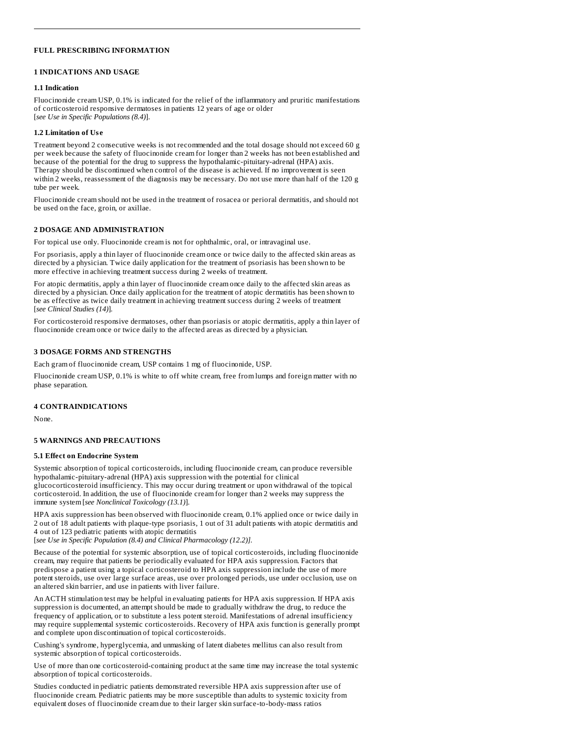## FULL PRESCRIBING INFORMATION

## 1 INDICATIONS AND USAGE

### 1.1 Indication

Fluocinonide cream USP, 0.1% is indicated for the relief of the inflammatory and pruritic manifestations of corticosteroid responsive dermatoses in patients 12 years of age or older [*see Use in Specific Populations (8.4)*].

### 1.2 Limitation of Use

Treatment beyond 2 consecutive weeks is not recommended and the total dosage should not exceed 60 g per week because the safety of fluocinonide cream for longer than 2 weeks has not been established and because of the potential for the drug to suppress the hypothalamic-pituitary-adrenal (HPA) axis. Therapy should be discontinued when control of the disease is achieved. If no improvement is seen within 2 weeks, reassessment of the diagnosis may be necessary. Do not use more than half of the 120 g tube per week.

Fluocinonide cream should not be used in the treatment of rosacea or perioral dermatitis, and should not be used on the face, groin, or axillae.

## 2 DOSAGE AND ADMINISTRATION

For topical use only. Fluocinonide cream is not for ophthalmic, oral, or intravaginal use.

For psoriasis, apply a thin layer of fluocinonide cream once or twice daily to the affected skin areas as directed by a physician. Twice daily application for the treatment of psoriasis has been shown to be more effective in achieving treatment success during 2 weeks of treatment.

For atopic dermatitis, apply a thin layer of fluocinonide cream once daily to the affected skin areas as directed by a physician. Once daily application for the treatment of atopic dermatitis has been shown to be as effective as twice daily treatment in achieving treatment success during 2 weeks of treatment [*see Clinical Studies (14)*].

For corticosteroid responsive dermatoses, other than psoriasis or atopic dermatitis, apply a thin layer of fluocinonide cream once or twice daily to the affected areas as directed by a physician.

## 3 DOSAGE FORMS AND STRENGTHS

Each gram of fluocinonide cream, USP contains 1 mg of fluocinonide, USP.

Fluocinonide cream USP, 0.1% is white to off white cream, free from lumps and foreign matter with no phase separation.

## 4 CONTRAINDICATIONS

None.

## 5 WARNINGS AND PRECAUTIONS

### 5.1 Effect on Endocrine System

Systemic absorption of topical corticosteroids, including fluocinonide cream, can produce reversible hypothalamic-pituitary-adrenal (HPA) axis suppression with the potential for clinical glucocorticosteroid insufficiency. This may occur during treatment or upon withdrawal of the topical corticosteroid. In addition, the use of fluocinonide cream for longer than 2 weeks may suppress the immune system [*see Nonclinical Toxicology (13.1)*].

HPA axis suppression has been observed with fluocinonide cream, 0.1% applied once or twice daily in 2 out of 18 adult patients with plaque-type psoriasis, 1 out of 31 adult patients with atopic dermatitis and 4 out of 123 pediatric patients with atopic dermatitis [*see Use in Specific Population (8.4) and Clinical Pharmacology (12.2)]*.

Because of the potential for systemic absorption, use of topical corticosteroids, including fluocinonide cream, may require that patients be periodically evaluated for HPA axis suppression. Factors that predispose a patient using a topical corticosteroid to HPA axis suppression include the use of more potent steroids, use over large surface areas, use over prolonged periods, use under occlusion, use on an altered skin barrier, and use in patients with liver failure.

An ACTH stimulation test may be helpful in evaluating patients for HPA axis suppression. If HPA axis suppression is documented, an attempt should be made to gradually withdraw the drug, to reduce the frequency of application, or to substitute a less potent steroid. Manifestations of adrenal insufficiency may require supplemental systemic corticosteroids. Recovery of HPA axis function is generally prompt and complete upon discontinuation of topical corticosteroids.

Cushing's syndrome, hyperglycemia, and unmasking of latent diabetes mellitus can also result from systemic absorption of topical corticosteroids.

Use of more than one corticosteroid-containing product at the same time may increase the total systemic absorption of topical corticosteroids.

Studies conducted in pediatric patients demonstrated reversible HPA axis suppression after use of fluocinonide cream. Pediatric patients may be more susceptible than adults to systemic toxicity from equivalent doses of fluocinonide cream due to their larger skin surface-to-body-mass ratios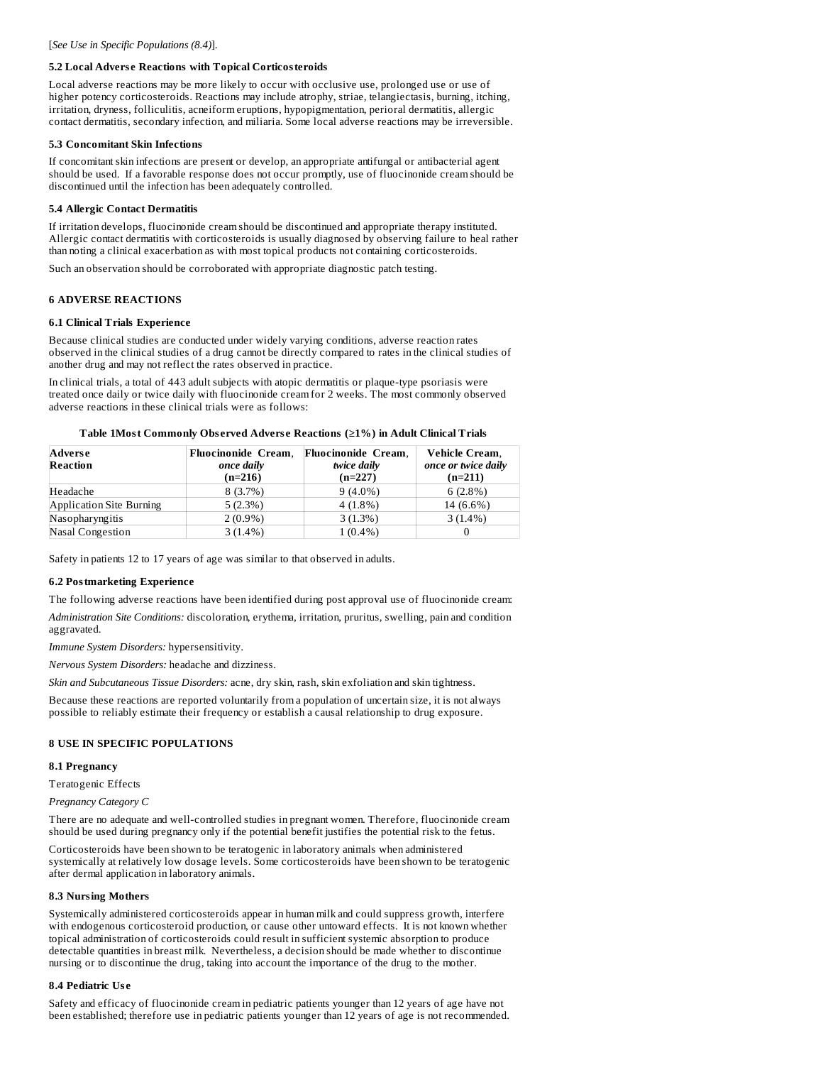[*See Use in Specific Populations (8.4)*].

### 5.2 Local Adverse Reactions with Topical Corticosteroids

Local adverse reactions may be more likely to occur with occlusive use, prolonged use or use of higher potency corticosteroids. Reactions may include atrophy, striae, telangiectasis, burning, itching, irritation, dryness, folliculitis, acneiform eruptions, hypopigmentation, perioral dermatitis, allergic contact dermatitis, secondary infection, and miliaria. Some local adverse reactions may be irreversible.

### 5.3 Concomitant Skin Infections

If concomitant skin infections are present or develop, an appropriate antifungal or antibacterial agent should be used. If a favorable response does not occur promptly, use of fluocinonide cream should be discontinued until the infection has been adequately controlled.

### 5.4 Allergic Contact Dermatitis

If irritation develops, fluocinonide cream should be discontinued and appropriate therapy instituted. Allergic contact dermatitis with corticosteroids is usually diagnosed by observing failure to heal rather than noting a clinical exacerbation as with most topical products not containing corticosteroids.

Such an observation should be corroborated with appropriate diagnostic patch testing.

## 6 ADVERSE REACTIONS

### 6.1 Clinical Trials Experience

Because clinical studies are conducted under widely varying conditions, adverse reaction rates observed in the clinical studies of a drug cannot be directly compared to rates in the clinical studies of another drug and may not reflect the rates observed in practice.

In clinical trials, a total of 443 adult subjects with atopic dermatitis or plaque-type psoriasis were treated once daily or twice daily with fluocinonide cream for 2 weeks. The most commonly observed adverse reactions in these clinical trials were as follows:

**Table 1Most Commonly Observed Adverse Reactions (≥1%) in Adult Clinical Trials**

| Adverse Reaction | Fluocinonide Cream, *once daily* (n=216) | Fluocinonide Cream, *twice daily* (n=227) | Vehicle Cream, *once or twice daily* (n=211) |
|---|---|---|---|
| Headache | 8 (3.7%) | 9 (4.0%) | 6 (2.8%) |
| Application Site Burning | 5 (2.3%) | 4 (1.8%) | 14 (6.6%) |
| Nasopharyngitis | 2 (0.9%) | 3 (1.3%) | 3 (1.4%) |
| Nasal Congestion | 3 (1.4%) | 1 (0.4%) | 0 |

Safety in patients 12 to 17 years of age was similar to that observed in adults.

### 6.2 Postmarketing Experience

The following adverse reactions have been identified during post approval use of fluocinonide cream:

*Administration Site Conditions:* discoloration, erythema, irritation, pruritus, swelling, pain and condition aggravated.

*Immune System Disorders:* hypersensitivity.

*Nervous System Disorders:* headache and dizziness.

*Skin and Subcutaneous Tissue Disorders:* acne, dry skin, rash, skin exfoliation and skin tightness.

Because these reactions are reported voluntarily from a population of uncertain size, it is not always possible to reliably estimate their frequency or establish a causal relationship to drug exposure.

## 8 USE IN SPECIFIC POPULATIONS

### 8.1 Pregnancy

Teratogenic Effects

*Pregnancy Category C*

There are no adequate and well-controlled studies in pregnant women. Therefore, fluocinonide cream should be used during pregnancy only if the potential benefit justifies the potential risk to the fetus.

Corticosteroids have been shown to be teratogenic in laboratory animals when administered systemically at relatively low dosage levels. Some corticosteroids have been shown to be teratogenic after dermal application in laboratory animals.

### 8.3 Nursing Mothers

Systemically administered corticosteroids appear in human milk and could suppress growth, interfere with endogenous corticosteroid production, or cause other untoward effects. It is not known whether topical administration of corticosteroids could result in sufficient systemic absorption to produce detectable quantities in breast milk. Nevertheless, a decision should be made whether to discontinue nursing or to discontinue the drug, taking into account the importance of the drug to the mother.

### 8.4 Pediatric Use

Safety and efficacy of fluocinonide cream in pediatric patients younger than 12 years of age have not been established; therefore use in pediatric patients younger than 12 years of age is not recommended.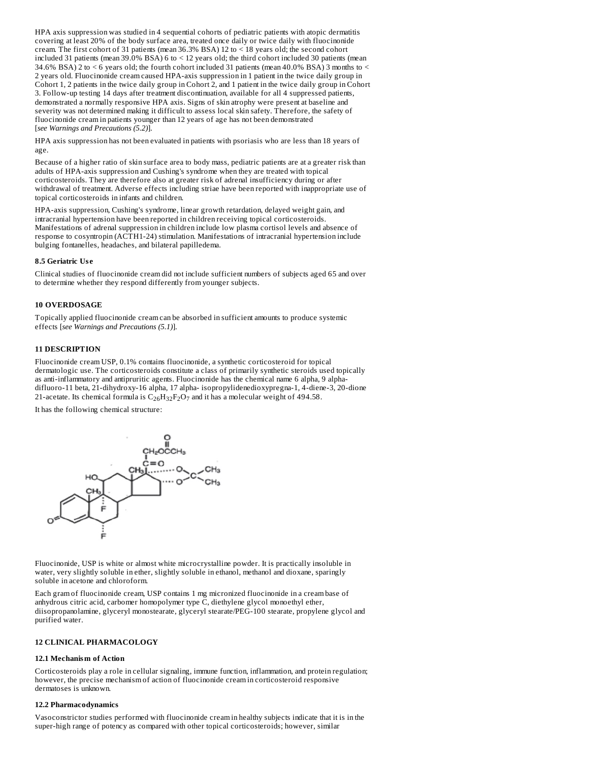HPA axis suppression was studied in 4 sequential cohorts of pediatric patients with atopic dermatitis covering at least 20% of the body surface area, treated once daily or twice daily with fluocinonide cream. The first cohort of 31 patients (mean 36.3% BSA) 12 to < 18 years old; the second cohort included 31 patients (mean 39.0% BSA) 6 to < 12 years old; the third cohort included 30 patients (mean 34.6% BSA) 2 to < 6 years old; the fourth cohort included 31 patients (mean 40.0% BSA) 3 months to < 2 years old. Fluocinonide cream caused HPA-axis suppression in 1 patient in the twice daily group in Cohort 1, 2 patients in the twice daily group in Cohort 2, and 1 patient in the twice daily group in Cohort 3. Follow-up testing 14 days after treatment discontinuation, available for all 4 suppressed patients, demonstrated a normally responsive HPA axis. Signs of skin atrophy were present at baseline and severity was not determined making it difficult to assess local skin safety. Therefore, the safety of fluocinonide cream in patients younger than 12 years of age has not been demonstrated [*see Warnings and Precautions (5.2)*].

HPA axis suppression has not been evaluated in patients with psoriasis who are less than 18 years of age.

Because of a higher ratio of skin surface area to body mass, pediatric patients are at a greater risk than adults of HPA-axis suppression and Cushing's syndrome when they are treated with topical corticosteroids. They are therefore also at greater risk of adrenal insufficiency during or after withdrawal of treatment. Adverse effects including striae have been reported with inappropriate use of topical corticosteroids in infants and children.

HPA-axis suppression, Cushing's syndrome, linear growth retardation, delayed weight gain, and intracranial hypertension have been reported in children receiving topical corticosteroids. Manifestations of adrenal suppression in children include low plasma cortisol levels and absence of response to cosyntropin (ACTH1-24) stimulation. Manifestations of intracranial hypertension include bulging fontanelles, headaches, and bilateral papilledema.

### 8.5 Geriatric Use

Clinical studies of fluocinonide cream did not include sufficient numbers of subjects aged 65 and over to determine whether they respond differently from younger subjects.

## 10 OVERDOSAGE

Topically applied fluocinonide cream can be absorbed in sufficient amounts to produce systemic effects [*see Warnings and Precautions (5.1)*].

## 11 DESCRIPTION

Fluocinonide cream USP, 0.1% contains fluocinonide, a synthetic corticosteroid for topical dermatologic use. The corticosteroids constitute a class of primarily synthetic steroids used topically as anti-inflammatory and antipruritic agents. Fluocinonide has the chemical name 6 alpha, 9 alpha-difluoro-11 beta, 21-dihydroxy-16 alpha, 17 alpha- isopropylidenedioxypregna-1, 4-diene-3, 20-dione 21-acetate. Its chemical formula is $C_{26}H_{32}F_2O_7$ and it has a molecular weight of 494.58.

It has the following chemical structure:

Fluocinonide, USP is white or almost white microcrystalline powder. It is practically insoluble in water, very slightly soluble in ether, slightly soluble in ethanol, methanol and dioxane, sparingly soluble in acetone and chloroform.

Each gram of fluocinonide cream, USP contains 1 mg micronized fluocinonide in a cream base of anhydrous citric acid, carbomer homopolymer type C, diethylene glycol monoethyl ether, diisopropanolamine, glyceryl monostearate, glyceryl stearate/PEG-100 stearate, propylene glycol and purified water.

## 12 CLINICAL PHARMACOLOGY

### 12.1 Mechanism of Action

Corticosteroids play a role in cellular signaling, immune function, inflammation, and protein regulation; however, the precise mechanism of action of fluocinonide cream in corticosteroid responsive dermatoses is unknown.

### 12.2 Pharmacodynamics

Vasoconstrictor studies performed with fluocinonide cream in healthy subjects indicate that it is in the super-high range of potency as compared with other topical corticosteroids; however, similar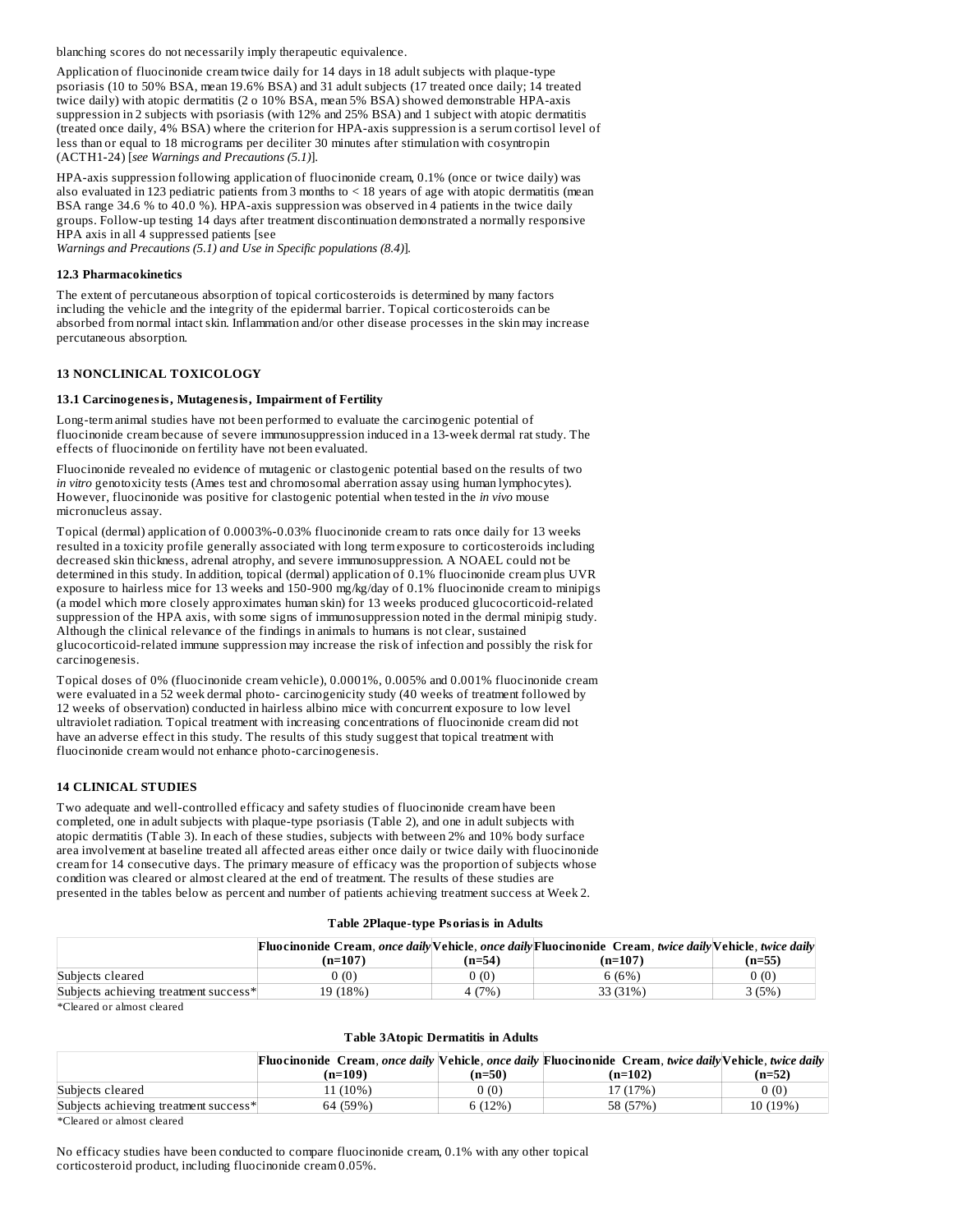blanching scores do not necessarily imply therapeutic equivalence.

Application of fluocinonide cream twice daily for 14 days in 18 adult subjects with plaque-type psoriasis (10 to 50% BSA, mean 19.6% BSA) and 31 adult subjects (17 treated once daily; 14 treated twice daily) with atopic dermatitis (2 o 10% BSA, mean 5% BSA) showed demonstrable HPA-axis suppression in 2 subjects with psoriasis (with 12% and 25% BSA) and 1 subject with atopic dermatitis (treated once daily, 4% BSA) where the criterion for HPA-axis suppression is a serum cortisol level of less than or equal to 18 micrograms per deciliter 30 minutes after stimulation with cosyntropin (ACTH1-24) [*see Warnings and Precautions (5.1)*].

HPA-axis suppression following application of fluocinonide cream, 0.1% (once or twice daily) was also evaluated in 123 pediatric patients from 3 months to < 18 years of age with atopic dermatitis (mean BSA range 34.6 % to 40.0 %). HPA-axis suppression was observed in 4 patients in the twice daily groups. Follow-up testing 14 days after treatment discontinuation demonstrated a normally responsive HPA axis in all 4 suppressed patients [see *Warnings and Precautions (5.1) and Use in Specific populations (8.4)*].

### 12.3 Pharmacokinetics

The extent of percutaneous absorption of topical corticosteroids is determined by many factors including the vehicle and the integrity of the epidermal barrier. Topical corticosteroids can be absorbed from normal intact skin. Inflammation and/or other disease processes in the skin may increase percutaneous absorption.

## 13 NONCLINICAL TOXICOLOGY

### 13.1 Carcinogenesis, Mutagenesis, Impairment of Fertility

Long-term animal studies have not been performed to evaluate the carcinogenic potential of fluocinonide cream because of severe immunosuppression induced in a 13-week dermal rat study. The effects of fluocinonide on fertility have not been evaluated.

Fluocinonide revealed no evidence of mutagenic or clastogenic potential based on the results of two *in vitro* genotoxicity tests (Ames test and chromosomal aberration assay using human lymphocytes). However, fluocinonide was positive for clastogenic potential when tested in the *in vivo* mouse micronucleus assay.

Topical (dermal) application of 0.0003%-0.03% fluocinonide cream to rats once daily for 13 weeks resulted in a toxicity profile generally associated with long term exposure to corticosteroids including decreased skin thickness, adrenal atrophy, and severe immunosuppression. A NOAEL could not be determined in this study. In addition, topical (dermal) application of 0.1% fluocinonide cream plus UVR exposure to hairless mice for 13 weeks and 150-900 mg/kg/day of 0.1% fluocinonide cream to minipigs (a model which more closely approximates human skin) for 13 weeks produced glucocorticoid-related suppression of the HPA axis, with some signs of immunosuppression noted in the dermal minipig study. Although the clinical relevance of the findings in animals to humans is not clear, sustained glucocorticoid-related immune suppression may increase the risk of infection and possibly the risk for carcinogenesis.

Topical doses of 0% (fluocinonide cream vehicle), 0.0001%, 0.005% and 0.001% fluocinonide cream were evaluated in a 52 week dermal photo- carcinogenicity study (40 weeks of treatment followed by 12 weeks of observation) conducted in hairless albino mice with concurrent exposure to low level ultraviolet radiation. Topical treatment with increasing concentrations of fluocinonide cream did not have an adverse effect in this study. The results of this study suggest that topical treatment with fluocinonide cream would not enhance photo-carcinogenesis.

## 14 CLINICAL STUDIES

Two adequate and well-controlled efficacy and safety studies of fluocinonide cream have been completed, one in adult subjects with plaque-type psoriasis (Table 2), and one in adult subjects with atopic dermatitis (Table 3). In each of these studies, subjects with between 2% and 10% body surface area involvement at baseline treated all affected areas either once daily or twice daily with fluocinonide cream for 14 consecutive days. The primary measure of efficacy was the proportion of subjects whose condition was cleared or almost cleared at the end of treatment. The results of these studies are presented in the tables below as percent and number of patients achieving treatment success at Week 2.

**Table 2Plaque-type Psoriasis in Adults**

| | Fluocinonide Cream, *once daily* (n=107) | Vehicle, *once daily* (n=54) | Fluocinonide Cream, *twice daily* (n=107) | Vehicle, *twice daily* (n=55) |
|---|---|---|---|---|
| Subjects cleared | 0 (0) | 0 (0) | 6 (6%) | 0 (0) |
| Subjects achieving treatment success* | 19 (18%) | 4 (7%) | 33 (31%) | 3 (5%) |

*Cleared or almost cleared

**Table 3Atopic Dermatitis in Adults**

| | Fluocinonide Cream, *once daily* (n=109) | Vehicle, *once daily* (n=50) | Fluocinonide Cream, *twice daily* (n=102) | Vehicle, *twice daily* (n=52) |
|---|---|---|---|---|
| Subjects cleared | 11 (10%) | 0 (0) | 17 (17%) | 0 (0) |
| Subjects achieving treatment success* | 64 (59%) | 6 (12%) | 58 (57%) | 10 (19%) |

*Cleared or almost cleared

No efficacy studies have been conducted to compare fluocinonide cream, 0.1% with any other topical corticosteroid product, including fluocinonide cream 0.05%.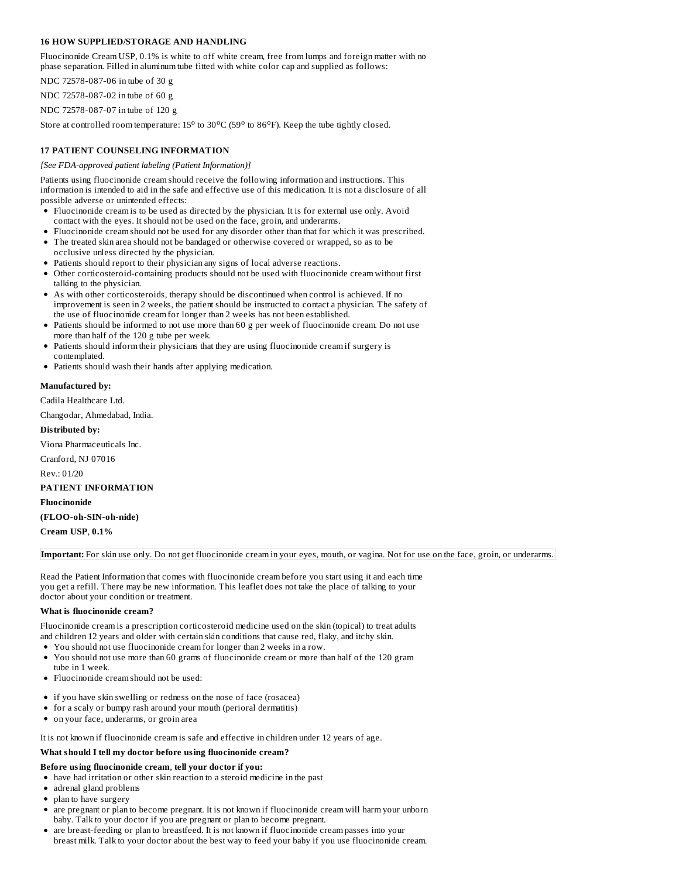## 16 HOW SUPPLIED/STORAGE AND HANDLING

Fluocinonide Cream USP, 0.1% is white to off white cream, free from lumps and foreign matter with no phase separation. Filled in aluminum tube fitted with white color cap and supplied as follows:

NDC 72578-087-06 in tube of 30 g

NDC 72578-087-02 in tube of 60 g

NDC 72578-087-07 in tube of 120 g

Store at controlled room temperature: 15° to 30°C (59° to 86°F). Keep the tube tightly closed.

## 17 PATIENT COUNSELING INFORMATION

*[See FDA-approved patient labeling (Patient Information)]*

Patients using fluocinonide cream should receive the following information and instructions. This information is intended to aid in the safe and effective use of this medication. It is not a disclosure of all possible adverse or unintended effects:

- Fluocinonide cream is to be used as directed by the physician. It is for external use only. Avoid contact with the eyes. It should not be used on the face, groin, and underarms.
- Fluocinonide cream should not be used for any disorder other than that for which it was prescribed.
- The treated skin area should not be bandaged or otherwise covered or wrapped, so as to be occlusive unless directed by the physician.
- Patients should report to their physician any signs of local adverse reactions.
- Other corticosteroid-containing products should not be used with fluocinonide cream without first talking to the physician.
- As with other corticosteroids, therapy should be discontinued when control is achieved. If no improvement is seen in 2 weeks, the patient should be instructed to contact a physician. The safety of the use of fluocinonide cream for longer than 2 weeks has not been established.
- Patients should be informed to not use more than 60 g per week of fluocinonide cream. Do not use more than half of the 120 g tube per week.
- Patients should inform their physicians that they are using fluocinonide cream if surgery is contemplated.
- Patients should wash their hands after applying medication.

**Manufactured by:**

Cadila Healthcare Ltd.

Changodar, Ahmedabad, India.

**Distributed by:**

Viona Pharmaceuticals Inc.

Cranford, NJ 07016

Rev.: 01/20

**PATIENT INFORMATION**

**Fluocinonide**

**(FLOO-oh-SIN-oh-nide)**

**Cream USP**, **0.1%**

**Important:** For skin use only. Do not get fluocinonide cream in your eyes, mouth, or vagina. Not for use on the face, groin, or underarms.

Read the Patient Information that comes with fluocinonide cream before you start using it and each time you get a refill. There may be new information. This leaflet does not take the place of talking to your doctor about your condition or treatment.

**What is fluocinonide cream?**

Fluocinonide cream is a prescription corticosteroid medicine used on the skin (topical) to treat adults and children 12 years and older with certain skin conditions that cause red, flaky, and itchy skin.

- You should not use fluocinonide cream for longer than 2 weeks in a row.
- You should not use more than 60 grams of fluocinonide cream or more than half of the 120 gram tube in 1 week.
- Fluocinonide cream should not be used:

- if you have skin swelling or redness on the nose of face (rosacea)
- for a scaly or bumpy rash around your mouth (perioral dermatitis)
- on your face, underarms, or groin area

It is not known if fluocinonide cream is safe and effective in children under 12 years of age.

**What should I tell my doctor before using fluocinonide cream?**

**Before using fluocinonide cream**, **tell your doctor if you:**

- have had irritation or other skin reaction to a steroid medicine in the past
- adrenal gland problems
- plan to have surgery
- are pregnant or plan to become pregnant. It is not known if fluocinonide cream will harm your unborn baby. Talk to your doctor if you are pregnant or plan to become pregnant.
- are breast-feeding or plan to breastfeed. It is not known if fluocinonide cream passes into your breast milk. Talk to your doctor about the best way to feed your baby if you use fluocinonide cream.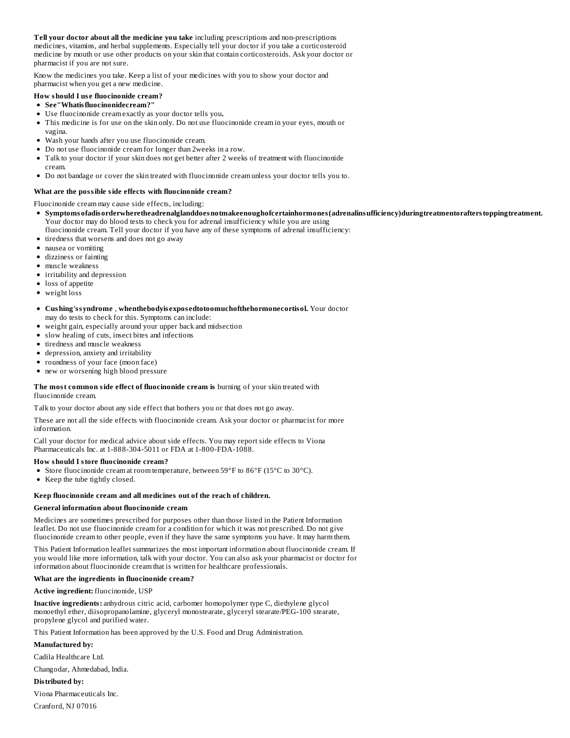**Tell your doctor about all the medicine you take** including prescriptions and non-prescriptions medicines, vitamins, and herbal supplements. Especially tell your doctor if you take a corticosteroid medicine by mouth or use other products on your skin that contain corticosteroids. Ask your doctor or pharmacist if you are not sure.

Know the medicines you take. Keep a list of your medicines with you to show your doctor and pharmacist when you get a new medicine.

**How should I use fluocinonide cream?**

- **See "What is fluocinonide cream?"**
- Use fluocinonide cream exactly as your doctor tells you**.**
- This medicine is for use on the skin only. Do not use fluocinonide cream in your eyes, mouth or vagina.
- Wash your hands after you use fluocinonide cream.
- Do not use fluocinonide cream for longer than 2 weeks in a row.
- Talk to your doctor if your skin does not get better after 2 weeks of treatment with fluocinonide cream.
- Do not bandage or cover the skin treated with fluocinonide cream unless your doctor tells you to.

**What are the possible side effects with fluocinonide cream?**

Fluocinonide cream may cause side effects, including:

- **Symptoms of a disorder where the adrenal gland does not make enough of certain hormones (adrenal insufficiency) during treatment or after stopping treatment.** Your doctor may do blood tests to check you for adrenal insufficiency while you are using fluocinonide cream. Tell your doctor if you have any of these symptoms of adrenal insufficiency:
- tiredness that worsens and does not go away
- nausea or vomiting
- dizziness or fainting
- muscle weakness
- irritability and depression
- loss of appetite
- weight loss

- **Cushing's syndrome , when the body is exposed to too much of the hormone cortisol.** Your doctor may do tests to check for this. Symptoms can include:
- weight gain, especially around your upper back and midsection
- slow healing of cuts, insect bites and infections
- tiredness and muscle weakness
- depression, anxiety and irritability
- roundness of your face (moon face)
- new or worsening high blood pressure

**The most common side effect of fluocinonide cream is** burning of your skin treated with fluocinonide cream.

Talk to your doctor about any side effect that bothers you or that does not go away.

These are not all the side effects with fluocinonide cream. Ask your doctor or pharmacist for more information.

Call your doctor for medical advice about side effects. You may report side effects to Viona Pharmaceuticals Inc. at 1-888-304-5011 or FDA at 1-800-FDA-1088.

**How should I store fluocinonide cream?**

- Store fluocinonide cream at room temperature, between 59°F to 86°F (15°C to 30°C).
- Keep the tube tightly closed.

**Keep fluocinonide cream and all medicines out of the reach of children.**

**General information about fluocinonide cream**

Medicines are sometimes prescribed for purposes other than those listed in the Patient Information leaflet. Do not use fluocinonide cream for a condition for which it was not prescribed. Do not give fluocinonide cream to other people, even if they have the same symptoms you have. It may harm them.

This Patient Information leaflet summarizes the most important information about fluocinonide cream. If you would like more information, talk with your doctor. You can also ask your pharmacist or doctor for information about fluocinonide cream that is written for healthcare professionals.

**What are the ingredients in fluocinonide cream?**

**Active ingredient:** fluocinonide, USP

**Inactive ingredients:** anhydrous citric acid, carbomer homopolymer type C, diethylene glycol monoethyl ether, diisopropanolamine, glyceryl monostearate, glyceryl stearate/PEG-100 stearate, propylene glycol and purified water.

This Patient Information has been approved by the U.S. Food and Drug Administration.

**Manufactured by:**

Cadila Healthcare Ltd.

Changodar, Ahmedabad, India.

**Distributed by:**

Viona Pharmaceuticals Inc.

Cranford, NJ 07016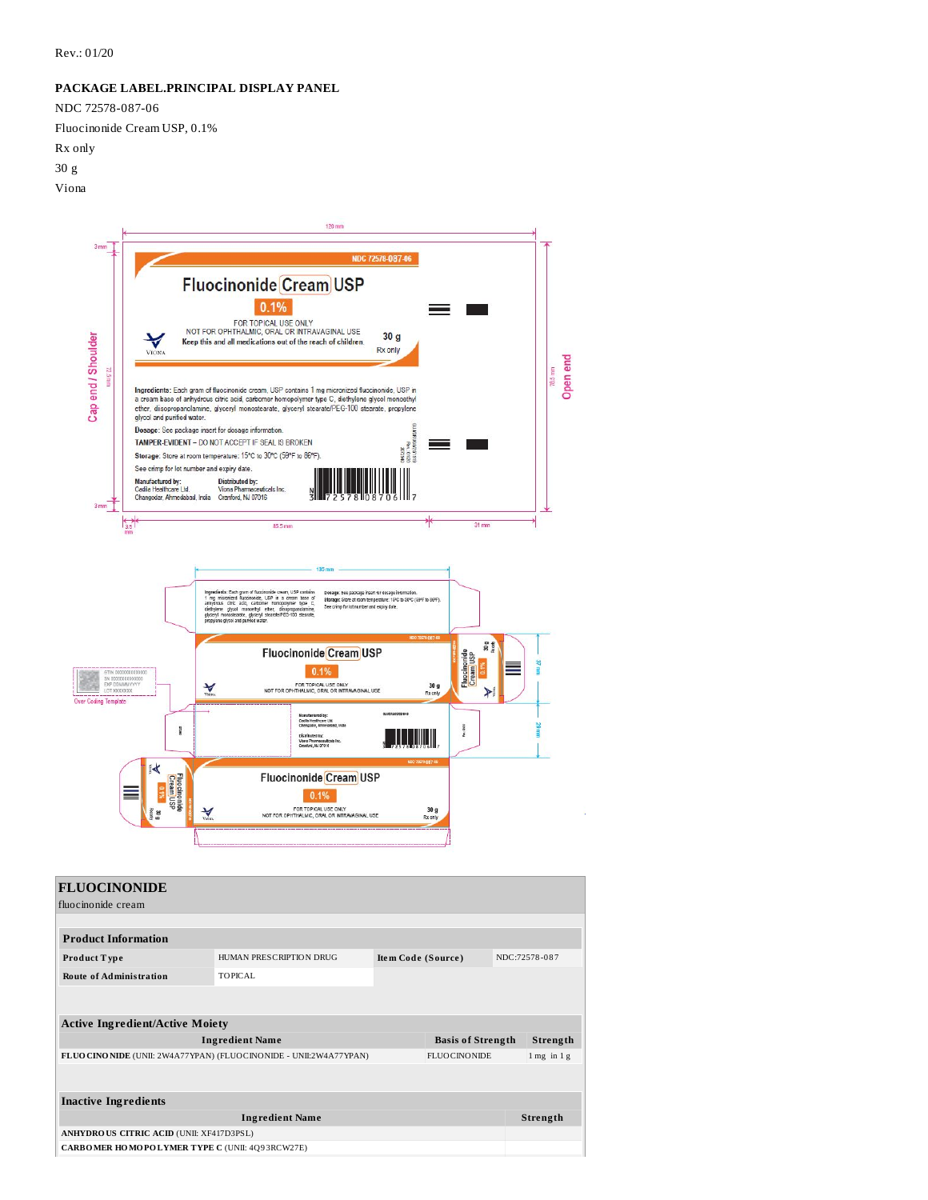Rev.: 01/20

**PACKAGE LABEL.PRINCIPAL DISPLAY PANEL**

NDC 72578-087-06

Fluocinonide Cream USP, 0.1%

Rx only

30 g

Viona

120 mm

NDC 72578-087-06

Fluocinonide Cream USP

0.1%

FOR TOPICAL USE ONLY

NOT FOR OPHTHALMIC, ORAL OR INTRAVAGINAL USE

Keep this and all medications out of the reach of children.

30 g

Rx only

VIONA

Cap end / Shoulder

Open end

**Ingredients:** Each gram of fluocinonide cream, USP contains 1 mg micronized fluocinonide, USP in a cream base of anhydrous citric acid, carbomer homopolymer type C, diethylene glycol monoethyl ether, diisopropanolamine, glyceryl monostearate, glyceryl stearate/PEG-100 stearate, propylene glycol and purified water.

**Dosage:** See package insert for dosage information.

**TAMPER-EVIDENT** – DO NOT ACCEPT IF SEAL IS BROKEN

**Storage:** Store at room temperature: 15°C to 30°C (59°F to 86°F).

See crimp for lot number and expiry date.

**Manufactured by:** Cadila Healthcare Ltd. Changodar, Ahmedabad, India

**Distributed by:** Viona Pharmaceuticals Inc. Cranford, NJ 07016

3 72578 08706 7

85.5 mm

31 mm

135 mm

Over Coding Template

GTIN 00000000000000
SN 00000000000000
EXP DD/MM/YYYY
LOT XXXXXXX

| FLUOCINONIDE | | | |
|---|---|---|---|
| fluocinonide cream | | | |

| Product Information | | | |
|---|---|---|---|
| Product Type | HUMAN PRESCRIPTION DRUG | Item Code (Source) | NDC:72578-087 |
| Route of Administration | TOPICAL | | |

| Active Ingredient/Active Moiety | | |
|---|---|---|
| Ingredient Name | Basis of Strength | Strength |
| **FLUOCINONIDE** (UNII: 2W4A77YPAN) (FLUOCINONIDE - UNII:2W4A77YPAN) | FLUOCINONIDE | 1 mg in 1 g |

| Inactive Ingredients | |
|---|---|
| Ingredient Name | Strength |
| **ANHYDROUS CITRIC ACID** (UNII: XF417D3PSL) | |
| **CARBOMER HOMOPOLYMER TYPE C** (UNII: 4Q93RCW27E) | |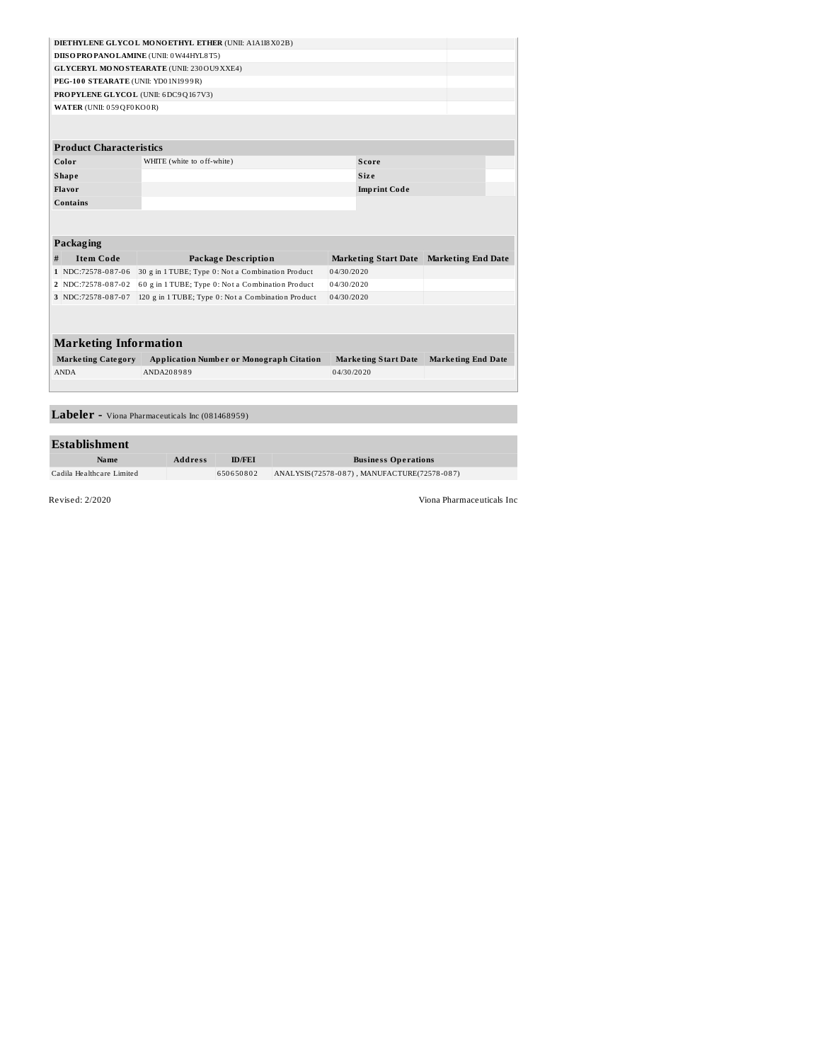| | |
|---|---|
| **DIETHYLENE GLYCOL MONOETHYL ETHER** (UNII: A1A1I8X02B) | |
| **DIISOPROPANOLAMINE** (UNII: 0W44HYL8T5) | |
| **GLYCERYL MONOSTEARATE** (UNII: 230OU9XXE4) | |
| **PEG-100 STEARATE** (UNII: YD01N1999R) | |
| **PROPYLENE GLYCOL** (UNII: 6DC9Q167V3) | |
| **WATER** (UNII: 059QF0KO0R) | |

**Product Characteristics**

| | | | |
|---|---|---|---|
| **Color** | WHITE (white to off-white) | **Score** | |
| **Shape** | | **Size** | |
| **Flavor** | | **Imprint Code** | |
| **Contains** | | | |

**Packaging**

| # | Item Code | Package Description | Marketing Start Date | Marketing End Date |
|---|---|---|---|---|
| 1 | NDC:72578-087-06 | 30 g in 1 TUBE; Type 0: Not a Combination Product | 04/30/2020 | |
| 2 | NDC:72578-087-02 | 60 g in 1 TUBE; Type 0: Not a Combination Product | 04/30/2020 | |
| 3 | NDC:72578-087-07 | 120 g in 1 TUBE; Type 0: Not a Combination Product | 04/30/2020 | |

**Marketing Information**

| Marketing Category | Application Number or Monograph Citation | Marketing Start Date | Marketing End Date |
|---|---|---|---|
| ANDA | ANDA208989 | 04/30/2020 | |

**Labeler -** Viona Pharmaceuticals Inc (081468959)

**Establishment**

| Name | Address | ID/FEI | Business Operations |
|---|---|---|---|
| Cadila Healthcare Limited | | 650650802 | ANALYSIS(72578-087) , MANUFACTURE(72578-087) |

Revised: 2/2020

Viona Pharmaceuticals Inc